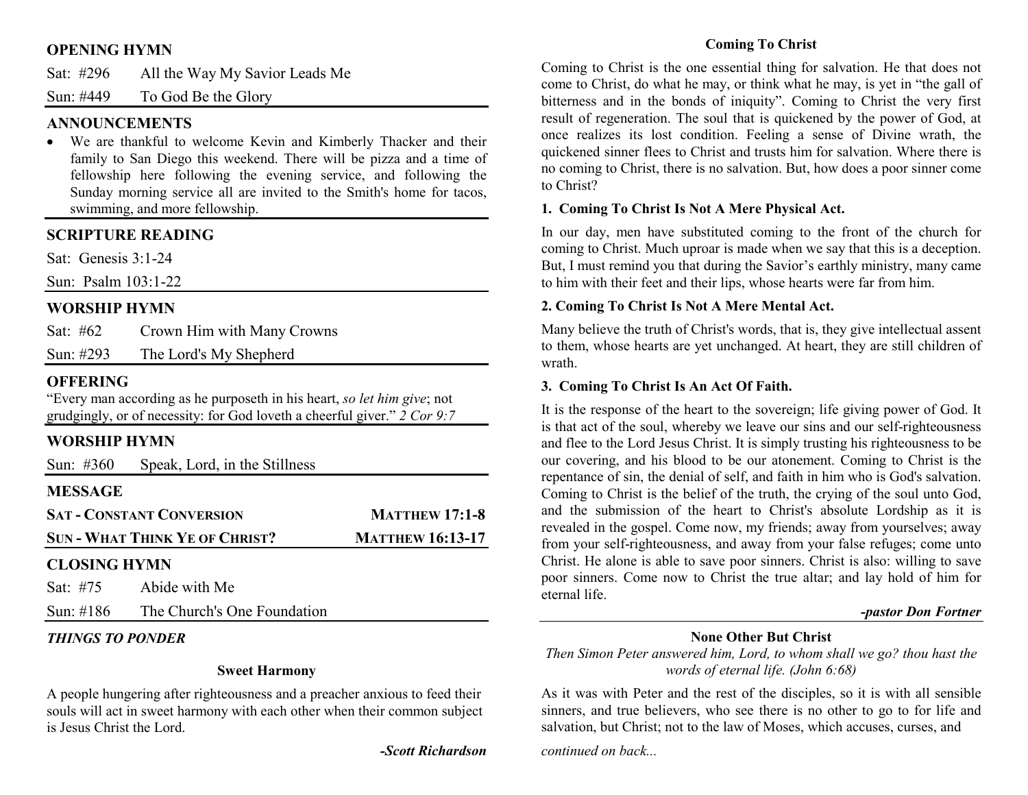## OPENING HYMN

Sat: #296 All the Way My Savior Leads Me

Sun: #449 To God Be the Glory

## ANNOUNCEMENTS

- We are thankful to welcome Kevin and Kimberly Thacker and their family to San Diego this weekend. There will be pizza and a time of fellowship here following the evening service, and following the Sunday morning service all are invited to the Smith's home for tacos, swimming, and more fellowship.

## SCRIPTURE READING

Sat: Genesis 3:1-24

Sun: Psalm 103:1-22

## WORSHIP HYMN

Sat: #62 Crown Him with Many Crowns

Sun: #293 The Lord's My Shepherd

## OFFERING

"Every man according as he purposeth in his heart, *so let him give*; not grudgingly, or of necessity: for God loveth a cheerful giver." *2 Cor 9:7*

## WORSHIP HYMN

Sun: #360 Speak, Lord, in the Stillness

## MESSAGE

**SAT - CONSTANT CONVERSION** — **MATTHEW 17:1-8**

**SUN - WHAT THINK YE OF CHRIST?** — **MATTHEW 16:13-17**

## CLOSING HYMN

Sat: #75 Abide with Me

Sun: #186 The Church's One Foundation

## *THINGS TO PONDER*

### Sweet Harmony

A people hungering after righteousness and a preacher anxious to feed their souls will act in sweet harmony with each other when their common subject is Jesus Christ the Lord.

***-Scott Richardson***

### Coming To Christ

Coming to Christ is the one essential thing for salvation. He that does not come to Christ, do what he may, or think what he may, is yet in "the gall of bitterness and in the bonds of iniquity". Coming to Christ the very first result of regeneration. The soul that is quickened by the power of God, at once realizes its lost condition. Feeling a sense of Divine wrath, the quickened sinner flees to Christ and trusts him for salvation. Where there is no coming to Christ, there is no salvation. But, how does a poor sinner come to Christ?

**1. Coming To Christ Is Not A Mere Physical Act.**

In our day, men have substituted coming to the front of the church for coming to Christ. Much uproar is made when we say that this is a deception. But, I must remind you that during the Savior's earthly ministry, many came to him with their feet and their lips, whose hearts were far from him.

**2. Coming To Christ Is Not A Mere Mental Act.**

Many believe the truth of Christ's words, that is, they give intellectual assent to them, whose hearts are yet unchanged. At heart, they are still children of wrath.

**3. Coming To Christ Is An Act Of Faith.**

It is the response of the heart to the sovereign; life giving power of God. It is that act of the soul, whereby we leave our sins and our self-righteousness and flee to the Lord Jesus Christ. It is simply trusting his righteousness to be our covering, and his blood to be our atonement. Coming to Christ is the repentance of sin, the denial of self, and faith in him who is God's salvation. Coming to Christ is the belief of the truth, the crying of the soul unto God, and the submission of the heart to Christ's absolute Lordship as it is revealed in the gospel. Come now, my friends; away from yourselves; away from your self-righteousness, and away from your false refuges; come unto Christ. He alone is able to save poor sinners. Christ is also: willing to save poor sinners. Come now to Christ the true altar; and lay hold of him for eternal life.

***-pastor Don Fortner***

### None Other But Christ

*Then Simon Peter answered him, Lord, to whom shall we go? thou hast the words of eternal life. (John 6:68)*

As it was with Peter and the rest of the disciples, so it is with all sensible sinners, and true believers, who see there is no other to go to for life and salvation, but Christ; not to the law of Moses, which accuses, curses, and

*continued on back...*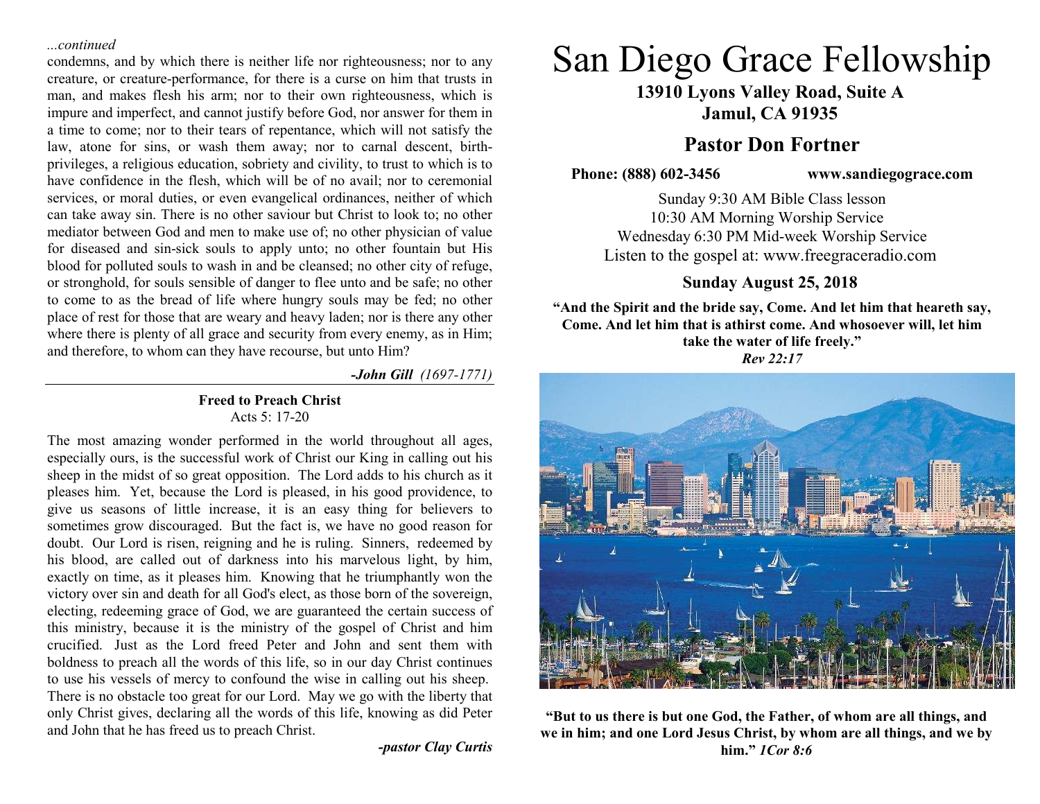*...continued*

condemns, and by which there is neither life nor righteousness; nor to any creature, or creature-performance, for there is a curse on him that trusts in man, and makes flesh his arm; nor to their own righteousness, which is impure and imperfect, and cannot justify before God, nor answer for them in a time to come; nor to their tears of repentance, which will not satisfy the law, atone for sins, or wash them away; nor to carnal descent, birth-privileges, a religious education, sobriety and civility, to trust to which is to have confidence in the flesh, which will be of no avail; nor to ceremonial services, or moral duties, or even evangelical ordinances, neither of which can take away sin. There is no other saviour but Christ to look to; no other mediator between God and men to make use of; no other physician of value for diseased and sin-sick souls to apply unto; no other fountain but His blood for polluted souls to wash in and be cleansed; no other city of refuge, or stronghold, for souls sensible of danger to flee unto and be safe; no other to come to as the bread of life where hungry souls may be fed; no other place of rest for those that are weary and heavy laden; nor is there any other where there is plenty of all grace and security from every enemy, as in Him; and therefore, to whom can they have recourse, but unto Him?

***-John Gill** (1697-1771)*

---

**Freed to Preach Christ**
Acts 5: 17-20

The most amazing wonder performed in the world throughout all ages, especially ours, is the successful work of Christ our King in calling out his sheep in the midst of so great opposition. The Lord adds to his church as it pleases him. Yet, because the Lord is pleased, in his good providence, to give us seasons of little increase, it is an easy thing for believers to sometimes grow discouraged. But the fact is, we have no good reason for doubt. Our Lord is risen, reigning and he is ruling. Sinners, redeemed by his blood, are called out of darkness into his marvelous light, by him, exactly on time, as it pleases him. Knowing that he triumphantly won the victory over sin and death for all God's elect, as those born of the sovereign, electing, redeeming grace of God, we are guaranteed the certain success of this ministry, because it is the ministry of the gospel of Christ and him crucified. Just as the Lord freed Peter and John and sent them with boldness to preach all the words of this life, so in our day Christ continues to use his vessels of mercy to confound the wise in calling out his sheep. There is no obstacle too great for our Lord. May we go with the liberty that only Christ gives, declaring all the words of this life, knowing as did Peter and John that he has freed us to preach Christ.

***-pastor Clay Curtis***

# San Diego Grace Fellowship

**13910 Lyons Valley Road, Suite A**
**Jamul, CA 91935**

## Pastor Don Fortner

**Phone: (888) 602-3456** **www.sandiegograce.com**

Sunday 9:30 AM Bible Class lesson
10:30 AM Morning Worship Service
Wednesday 6:30 PM Mid-week Worship Service
Listen to the gospel at: www.freegraceradio.com

### Sunday August 25, 2018

**"And the Spirit and the bride say, Come. And let him that heareth say, Come. And let him that is athirst come. And whosoever will, let him take the water of life freely."**
***Rev 22:17***

**"But to us there is but one God, the Father, of whom are all things, and we in him; and one Lord Jesus Christ, by whom are all things, and we by him."** ***1Cor 8:6***